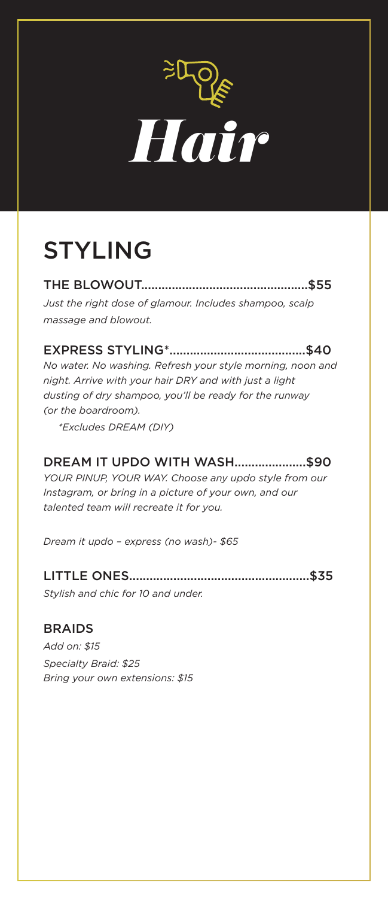# Hair

## STYLING

**THE BLOWOUT..................................................$55**

*Just the right dose of glamour. Includes shampoo, scalp massage and blowout.*

**EXPRESS STYLING*.......................................$40**

*No water. No washing. Refresh your style morning, noon and night. Arrive with your hair DRY and with just a light dusting of dry shampoo, you'll be ready for the runway (or the boardroom).*

*\*Excludes DREAM (DIY)*

**DREAM IT UPDO WITH WASH.....................$90**

*YOUR PINUP, YOUR WAY. Choose any updo style from our Instagram, or bring in a picture of your own, and our talented team will recreate it for you.*

*Dream it updo – express (no wash)- $65*

**LITTLE ONES....................................................$35**

*Stylish and chic for 10 and under.*

### BRAIDS

*Add on: $15*

*Specialty Braid: $25*

*Bring your own extensions: $15*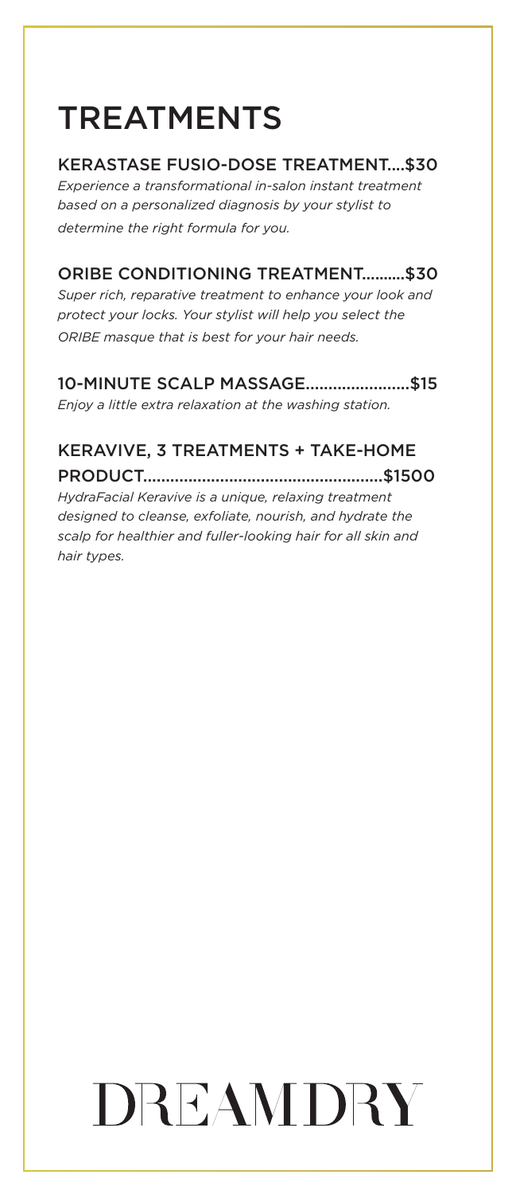# TREATMENTS

## KERASTASE FUSIO-DOSE TREATMENT....$30

*Experience a transformational in-salon instant treatment based on a personalized diagnosis by your stylist to determine the right formula for you.*

## ORIBE CONDITIONING TREATMENT..........$30

*Super rich, reparative treatment to enhance your look and protect your locks. Your stylist will help you select the ORIBE masque that is best for your hair needs.*

## 10-MINUTE SCALP MASSAGE.......................$15

*Enjoy a little extra relaxation at the washing station.*

## KERAVIVE, 3 TREATMENTS + TAKE-HOME PRODUCT....................................................$1500

*HydraFacial Keravive is a unique, relaxing treatment designed to cleanse, exfoliate, nourish, and hydrate the scalp for healthier and fuller-looking hair for all skin and hair types.*

DREAMDRY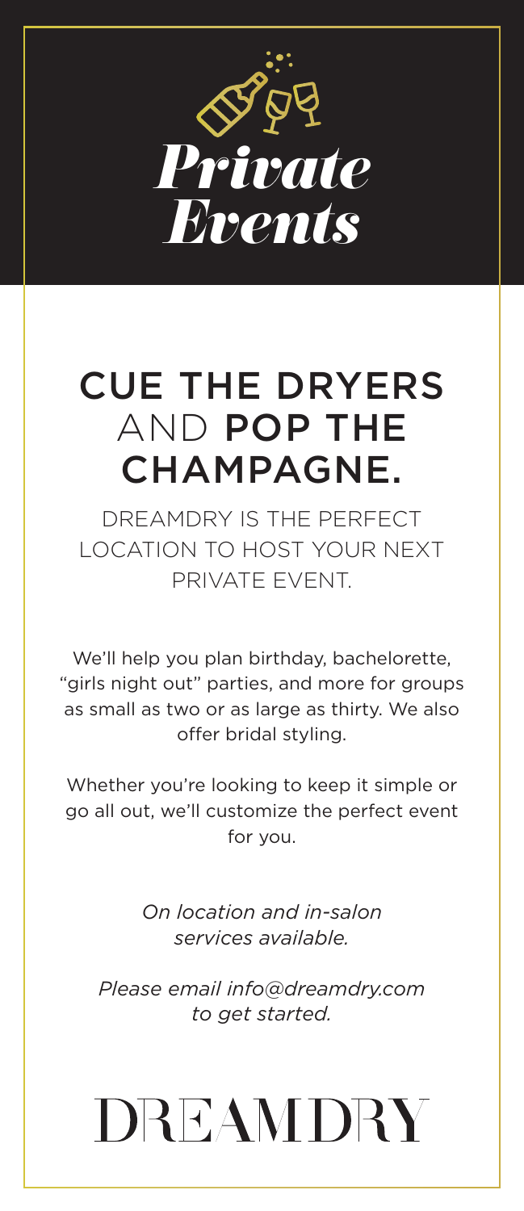# *Private Events*

## CUE THE DRYERS AND POP THE CHAMPAGNE.

DREAMDRY IS THE PERFECT LOCATION TO HOST YOUR NEXT PRIVATE EVENT.

We'll help you plan birthday, bachelorette, "girls night out" parties, and more for groups as small as two or as large as thirty. We also offer bridal styling.

Whether you're looking to keep it simple or go all out, we'll customize the perfect event for you.

*On location and in-salon services available.*

*Please email info@dreamdry.com to get started.*

DREAMDRY